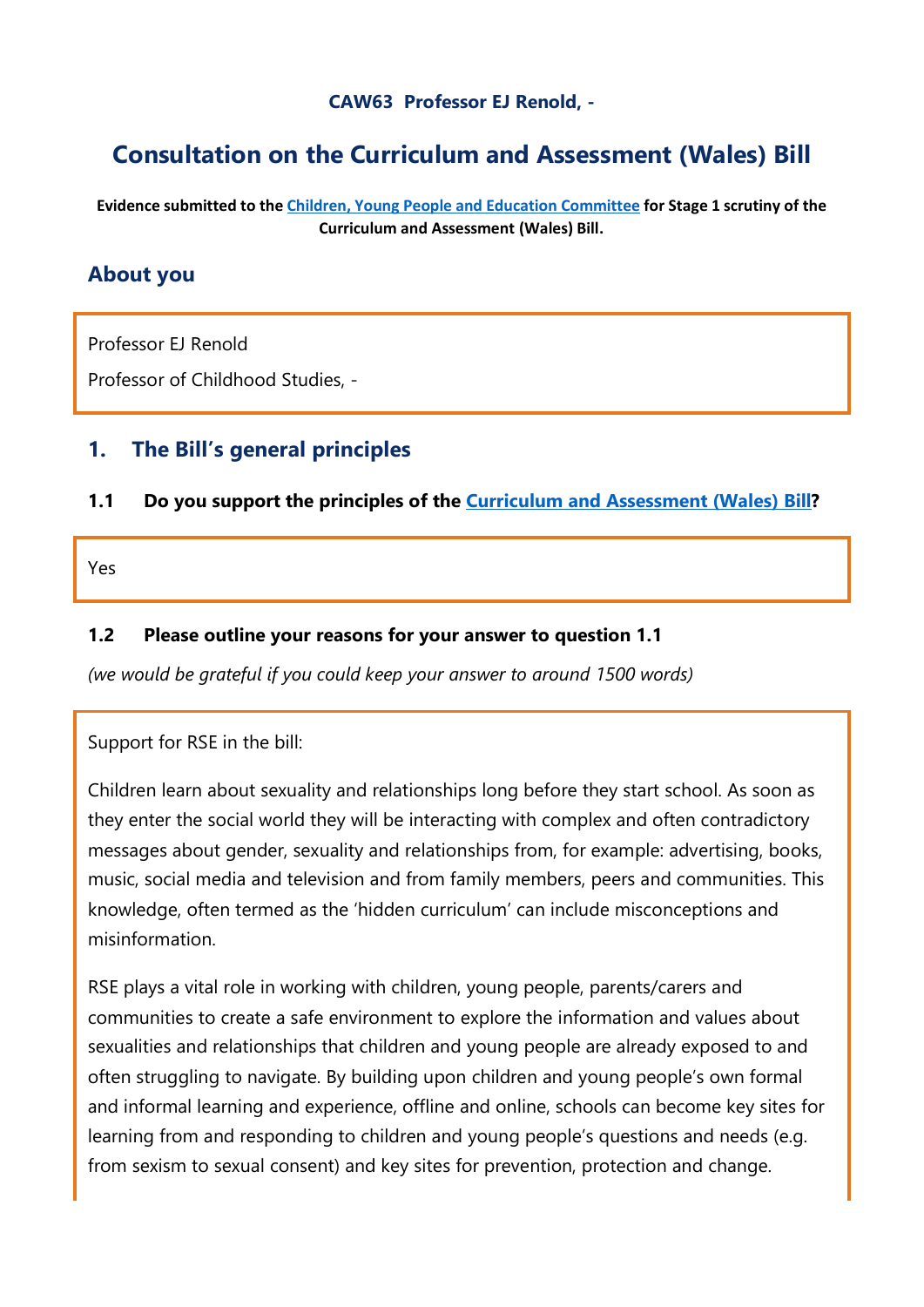**CAW63 Professor EJ Renold, -**

# Consultation on the Curriculum and Assessment (Wales) Bill

**Evidence submitted to the [Children, Young People and Education Committee](#) for Stage 1 scrutiny of the Curriculum and Assessment (Wales) Bill.**

## About you

Professor EJ Renold

Professor of Childhood Studies, -

## 1. The Bill's general principles

### 1.1 Do you support the principles of the [Curriculum and Assessment (Wales) Bill](#)?

Yes

### 1.2 Please outline your reasons for your answer to question 1.1

*(we would be grateful if you could keep your answer to around 1500 words)*

Support for RSE in the bill:

Children learn about sexuality and relationships long before they start school. As soon as they enter the social world they will be interacting with complex and often contradictory messages about gender, sexuality and relationships from, for example: advertising, books, music, social media and television and from family members, peers and communities. This knowledge, often termed as the 'hidden curriculum' can include misconceptions and misinformation.

RSE plays a vital role in working with children, young people, parents/carers and communities to create a safe environment to explore the information and values about sexualities and relationships that children and young people are already exposed to and often struggling to navigate. By building upon children and young people's own formal and informal learning and experience, offline and online, schools can become key sites for learning from and responding to children and young people's questions and needs (e.g. from sexism to sexual consent) and key sites for prevention, protection and change.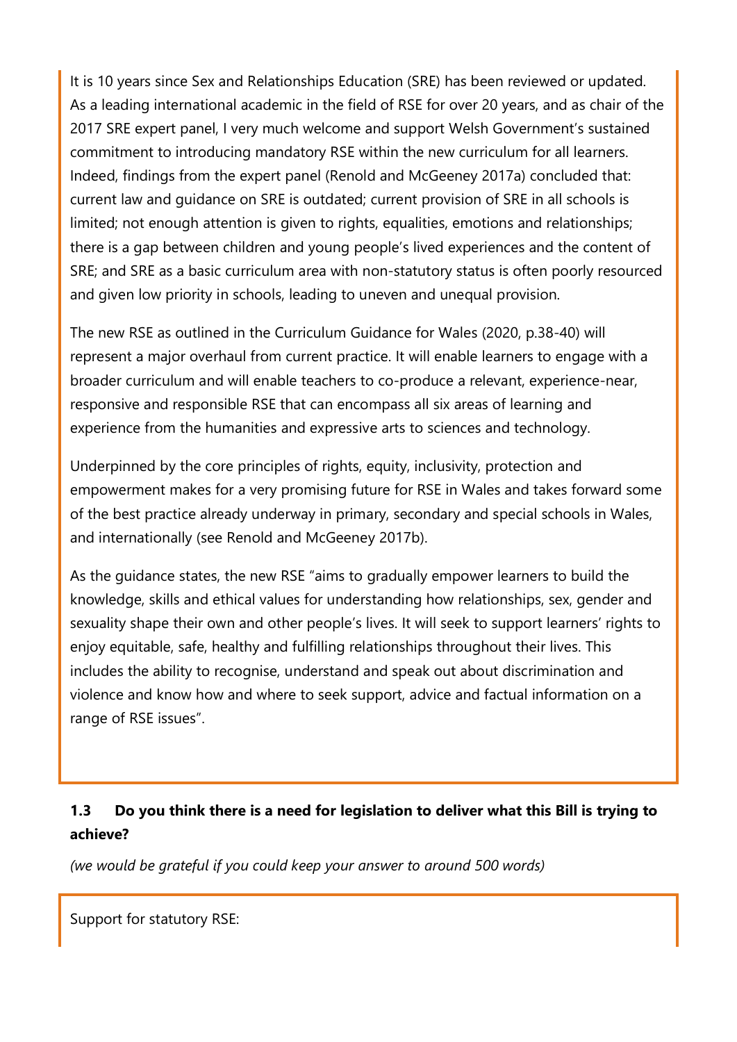It is 10 years since Sex and Relationships Education (SRE) has been reviewed or updated. As a leading international academic in the field of RSE for over 20 years, and as chair of the 2017 SRE expert panel, I very much welcome and support Welsh Government's sustained commitment to introducing mandatory RSE within the new curriculum for all learners. Indeed, findings from the expert panel (Renold and McGeeney 2017a) concluded that: current law and guidance on SRE is outdated; current provision of SRE in all schools is limited; not enough attention is given to rights, equalities, emotions and relationships; there is a gap between children and young people's lived experiences and the content of SRE; and SRE as a basic curriculum area with non-statutory status is often poorly resourced and given low priority in schools, leading to uneven and unequal provision.

The new RSE as outlined in the Curriculum Guidance for Wales (2020, p.38-40) will represent a major overhaul from current practice. It will enable learners to engage with a broader curriculum and will enable teachers to co-produce a relevant, experience-near, responsive and responsible RSE that can encompass all six areas of learning and experience from the humanities and expressive arts to sciences and technology.

Underpinned by the core principles of rights, equity, inclusivity, protection and empowerment makes for a very promising future for RSE in Wales and takes forward some of the best practice already underway in primary, secondary and special schools in Wales, and internationally (see Renold and McGeeney 2017b).

As the guidance states, the new RSE "aims to gradually empower learners to build the knowledge, skills and ethical values for understanding how relationships, sex, gender and sexuality shape their own and other people's lives. It will seek to support learners' rights to enjoy equitable, safe, healthy and fulfilling relationships throughout their lives. This includes the ability to recognise, understand and speak out about discrimination and violence and know how and where to seek support, advice and factual information on a range of RSE issues".

**1.3 Do you think there is a need for legislation to deliver what this Bill is trying to achieve?**

*(we would be grateful if you could keep your answer to around 500 words)*

Support for statutory RSE: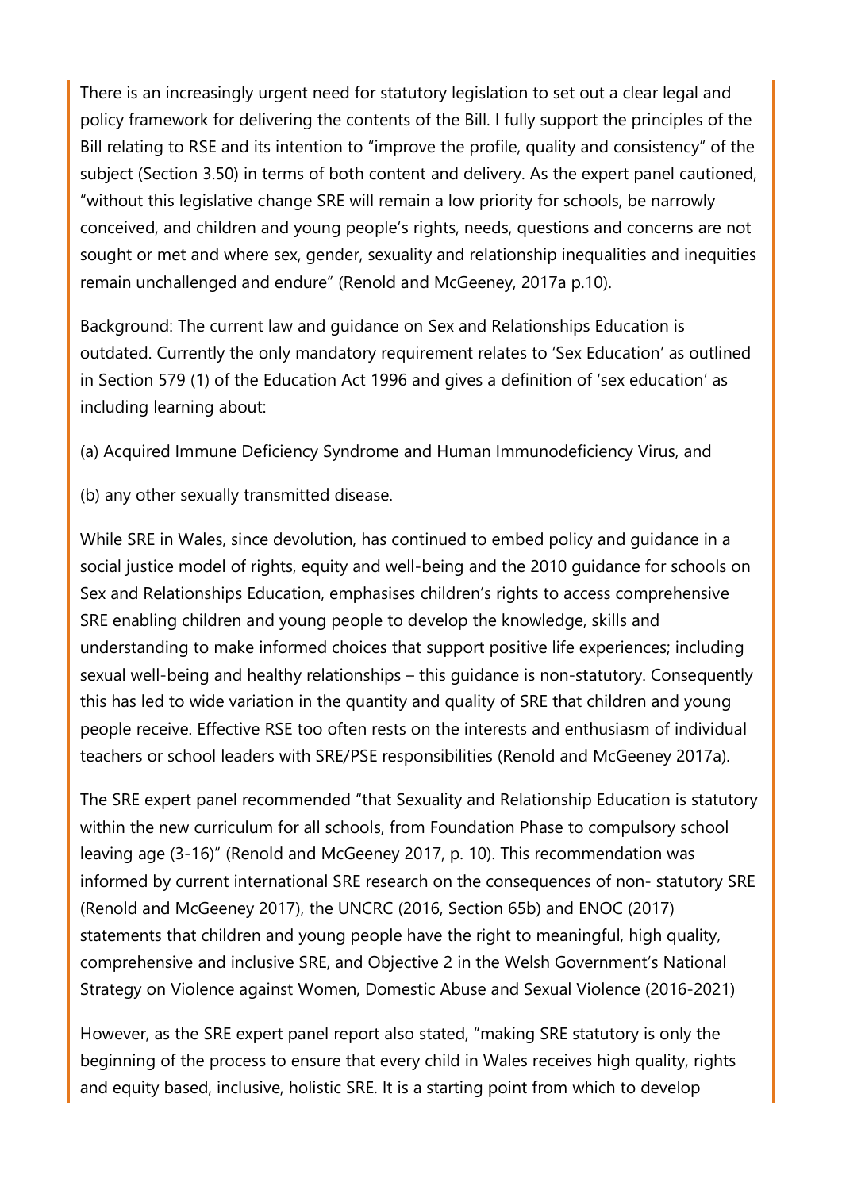There is an increasingly urgent need for statutory legislation to set out a clear legal and policy framework for delivering the contents of the Bill. I fully support the principles of the Bill relating to RSE and its intention to "improve the profile, quality and consistency" of the subject (Section 3.50) in terms of both content and delivery. As the expert panel cautioned, "without this legislative change SRE will remain a low priority for schools, be narrowly conceived, and children and young people's rights, needs, questions and concerns are not sought or met and where sex, gender, sexuality and relationship inequalities and inequities remain unchallenged and endure" (Renold and McGeeney, 2017a p.10).

Background: The current law and guidance on Sex and Relationships Education is outdated. Currently the only mandatory requirement relates to 'Sex Education' as outlined in Section 579 (1) of the Education Act 1996 and gives a definition of 'sex education' as including learning about:

(a) Acquired Immune Deficiency Syndrome and Human Immunodeficiency Virus, and

(b) any other sexually transmitted disease.

While SRE in Wales, since devolution, has continued to embed policy and guidance in a social justice model of rights, equity and well-being and the 2010 guidance for schools on Sex and Relationships Education, emphasises children's rights to access comprehensive SRE enabling children and young people to develop the knowledge, skills and understanding to make informed choices that support positive life experiences; including sexual well-being and healthy relationships – this guidance is non-statutory. Consequently this has led to wide variation in the quantity and quality of SRE that children and young people receive. Effective RSE too often rests on the interests and enthusiasm of individual teachers or school leaders with SRE/PSE responsibilities (Renold and McGeeney 2017a).

The SRE expert panel recommended "that Sexuality and Relationship Education is statutory within the new curriculum for all schools, from Foundation Phase to compulsory school leaving age (3-16)" (Renold and McGeeney 2017, p. 10). This recommendation was informed by current international SRE research on the consequences of non- statutory SRE (Renold and McGeeney 2017), the UNCRC (2016, Section 65b) and ENOC (2017) statements that children and young people have the right to meaningful, high quality, comprehensive and inclusive SRE, and Objective 2 in the Welsh Government's National Strategy on Violence against Women, Domestic Abuse and Sexual Violence (2016-2021)

However, as the SRE expert panel report also stated, "making SRE statutory is only the beginning of the process to ensure that every child in Wales receives high quality, rights and equity based, inclusive, holistic SRE. It is a starting point from which to develop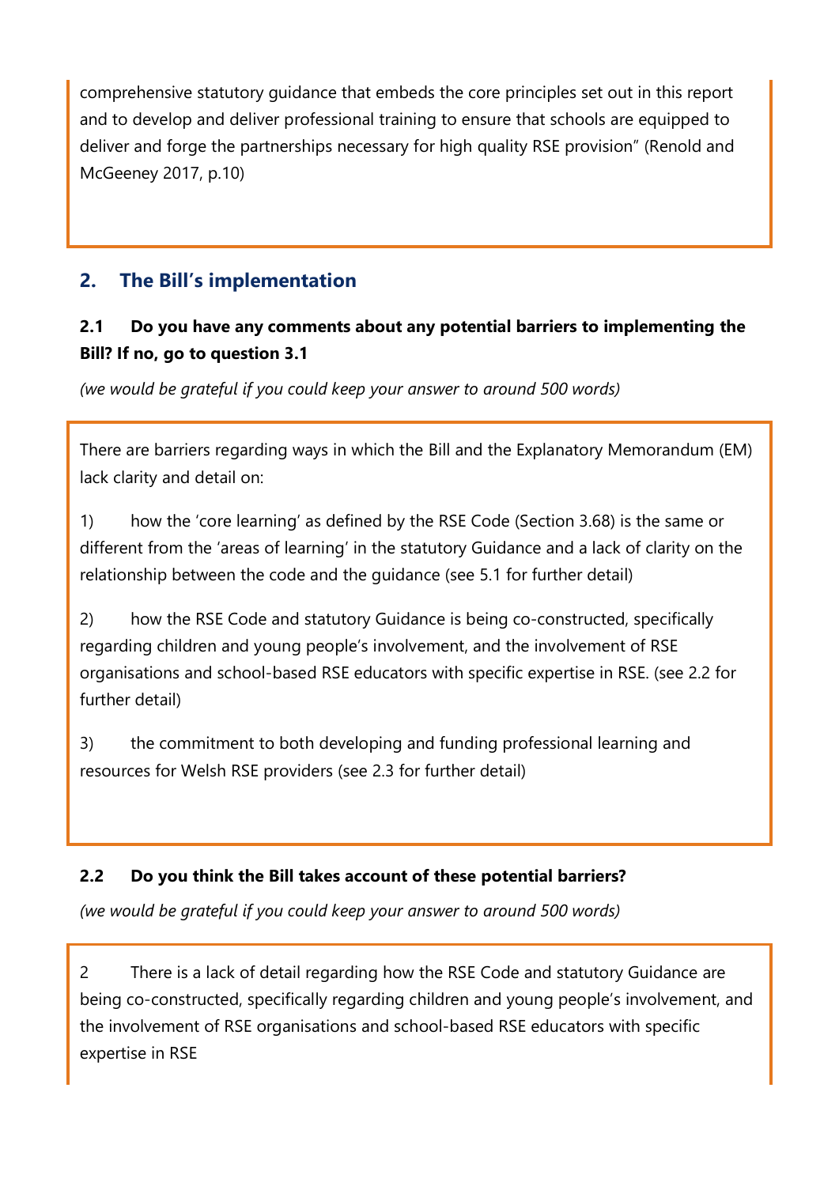comprehensive statutory guidance that embeds the core principles set out in this report and to develop and deliver professional training to ensure that schools are equipped to deliver and forge the partnerships necessary for high quality RSE provision" (Renold and McGeeney 2017, p.10)

## 2. The Bill's implementation

### 2.1 Do you have any comments about any potential barriers to implementing the Bill? If no, go to question 3.1

*(we would be grateful if you could keep your answer to around 500 words)*

There are barriers regarding ways in which the Bill and the Explanatory Memorandum (EM) lack clarity and detail on:

1) how the 'core learning' as defined by the RSE Code (Section 3.68) is the same or different from the 'areas of learning' in the statutory Guidance and a lack of clarity on the relationship between the code and the guidance (see 5.1 for further detail)

2) how the RSE Code and statutory Guidance is being co-constructed, specifically regarding children and young people's involvement, and the involvement of RSE organisations and school-based RSE educators with specific expertise in RSE. (see 2.2 for further detail)

3) the commitment to both developing and funding professional learning and resources for Welsh RSE providers (see 2.3 for further detail)

### 2.2 Do you think the Bill takes account of these potential barriers?

*(we would be grateful if you could keep your answer to around 500 words)*

2 There is a lack of detail regarding how the RSE Code and statutory Guidance are being co-constructed, specifically regarding children and young people's involvement, and the involvement of RSE organisations and school-based RSE educators with specific expertise in RSE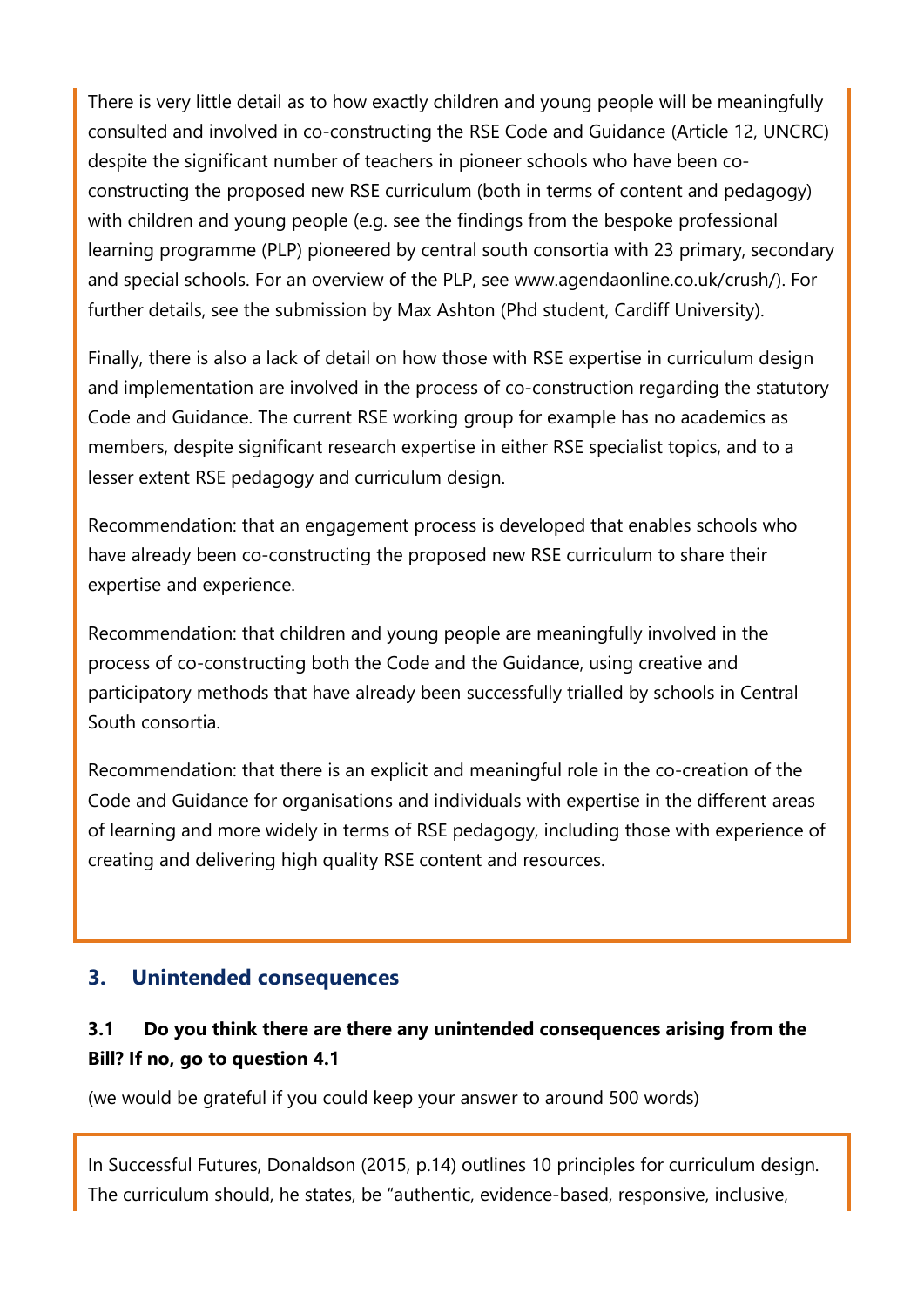There is very little detail as to how exactly children and young people will be meaningfully consulted and involved in co-constructing the RSE Code and Guidance (Article 12, UNCRC) despite the significant number of teachers in pioneer schools who have been co-constructing the proposed new RSE curriculum (both in terms of content and pedagogy) with children and young people (e.g. see the findings from the bespoke professional learning programme (PLP) pioneered by central south consortia with 23 primary, secondary and special schools. For an overview of the PLP, see www.agendaonline.co.uk/crush/). For further details, see the submission by Max Ashton (Phd student, Cardiff University).

Finally, there is also a lack of detail on how those with RSE expertise in curriculum design and implementation are involved in the process of co-construction regarding the statutory Code and Guidance. The current RSE working group for example has no academics as members, despite significant research expertise in either RSE specialist topics, and to a lesser extent RSE pedagogy and curriculum design.

Recommendation: that an engagement process is developed that enables schools who have already been co-constructing the proposed new RSE curriculum to share their expertise and experience.

Recommendation: that children and young people are meaningfully involved in the process of co-constructing both the Code and the Guidance, using creative and participatory methods that have already been successfully trialled by schools in Central South consortia.

Recommendation: that there is an explicit and meaningful role in the co-creation of the Code and Guidance for organisations and individuals with expertise in the different areas of learning and more widely in terms of RSE pedagogy, including those with experience of creating and delivering high quality RSE content and resources.

## 3. Unintended consequences

### 3.1 Do you think there are there any unintended consequences arising from the Bill? If no, go to question 4.1

(we would be grateful if you could keep your answer to around 500 words)

In Successful Futures, Donaldson (2015, p.14) outlines 10 principles for curriculum design. The curriculum should, he states, be "authentic, evidence-based, responsive, inclusive,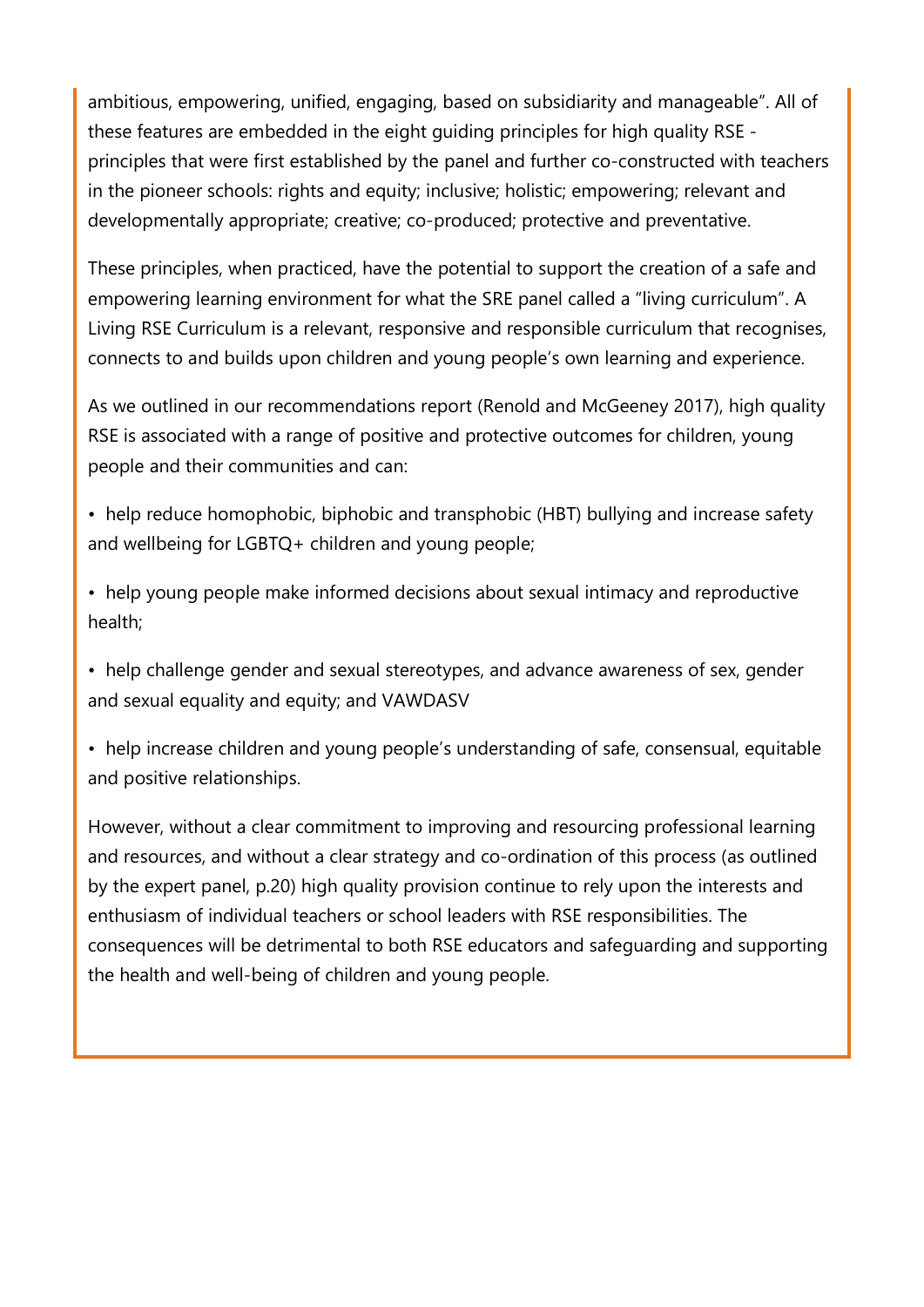ambitious, empowering, unified, engaging, based on subsidiarity and manageable". All of these features are embedded in the eight guiding principles for high quality RSE - principles that were first established by the panel and further co-constructed with teachers in the pioneer schools: rights and equity; inclusive; holistic; empowering; relevant and developmentally appropriate; creative; co-produced; protective and preventative.

These principles, when practiced, have the potential to support the creation of a safe and empowering learning environment for what the SRE panel called a "living curriculum". A Living RSE Curriculum is a relevant, responsive and responsible curriculum that recognises, connects to and builds upon children and young people's own learning and experience.

As we outlined in our recommendations report (Renold and McGeeney 2017), high quality RSE is associated with a range of positive and protective outcomes for children, young people and their communities and can:

- help reduce homophobic, biphobic and transphobic (HBT) bullying and increase safety and wellbeing for LGBTQ+ children and young people;
- help young people make informed decisions about sexual intimacy and reproductive health;
- help challenge gender and sexual stereotypes, and advance awareness of sex, gender and sexual equality and equity; and VAWDASV
- help increase children and young people's understanding of safe, consensual, equitable and positive relationships.

However, without a clear commitment to improving and resourcing professional learning and resources, and without a clear strategy and co-ordination of this process (as outlined by the expert panel, p.20) high quality provision continue to rely upon the interests and enthusiasm of individual teachers or school leaders with RSE responsibilities. The consequences will be detrimental to both RSE educators and safeguarding and supporting the health and well-being of children and young people.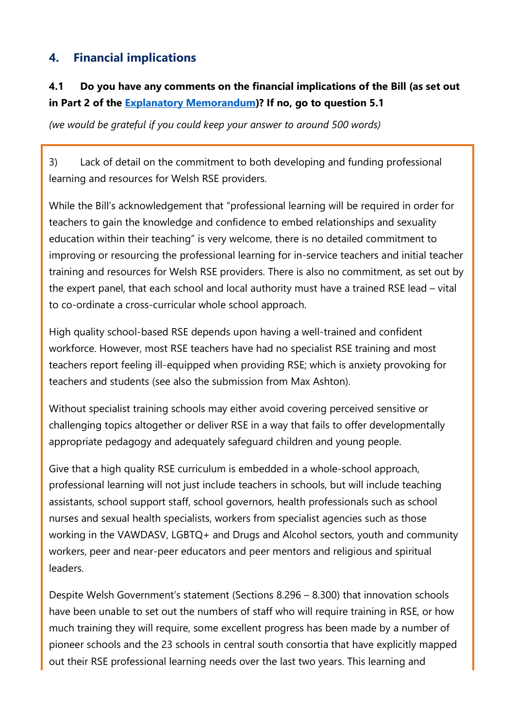## 4. Financial implications

**4.1 Do you have any comments on the financial implications of the Bill (as set out in Part 2 of the [Explanatory Memorandum](#))? If no, go to question 5.1**

*(we would be grateful if you could keep your answer to around 500 words)*

3) Lack of detail on the commitment to both developing and funding professional learning and resources for Welsh RSE providers.

While the Bill's acknowledgement that "professional learning will be required in order for teachers to gain the knowledge and confidence to embed relationships and sexuality education within their teaching" is very welcome, there is no detailed commitment to improving or resourcing the professional learning for in-service teachers and initial teacher training and resources for Welsh RSE providers. There is also no commitment, as set out by the expert panel, that each school and local authority must have a trained RSE lead – vital to co-ordinate a cross-curricular whole school approach.

High quality school-based RSE depends upon having a well-trained and confident workforce. However, most RSE teachers have had no specialist RSE training and most teachers report feeling ill-equipped when providing RSE; which is anxiety provoking for teachers and students (see also the submission from Max Ashton).

Without specialist training schools may either avoid covering perceived sensitive or challenging topics altogether or deliver RSE in a way that fails to offer developmentally appropriate pedagogy and adequately safeguard children and young people.

Give that a high quality RSE curriculum is embedded in a whole-school approach, professional learning will not just include teachers in schools, but will include teaching assistants, school support staff, school governors, health professionals such as school nurses and sexual health specialists, workers from specialist agencies such as those working in the VAWDASV, LGBTQ+ and Drugs and Alcohol sectors, youth and community workers, peer and near-peer educators and peer mentors and religious and spiritual leaders.

Despite Welsh Government's statement (Sections 8.296 – 8.300) that innovation schools have been unable to set out the numbers of staff who will require training in RSE, or how much training they will require, some excellent progress has been made by a number of pioneer schools and the 23 schools in central south consortia that have explicitly mapped out their RSE professional learning needs over the last two years. This learning and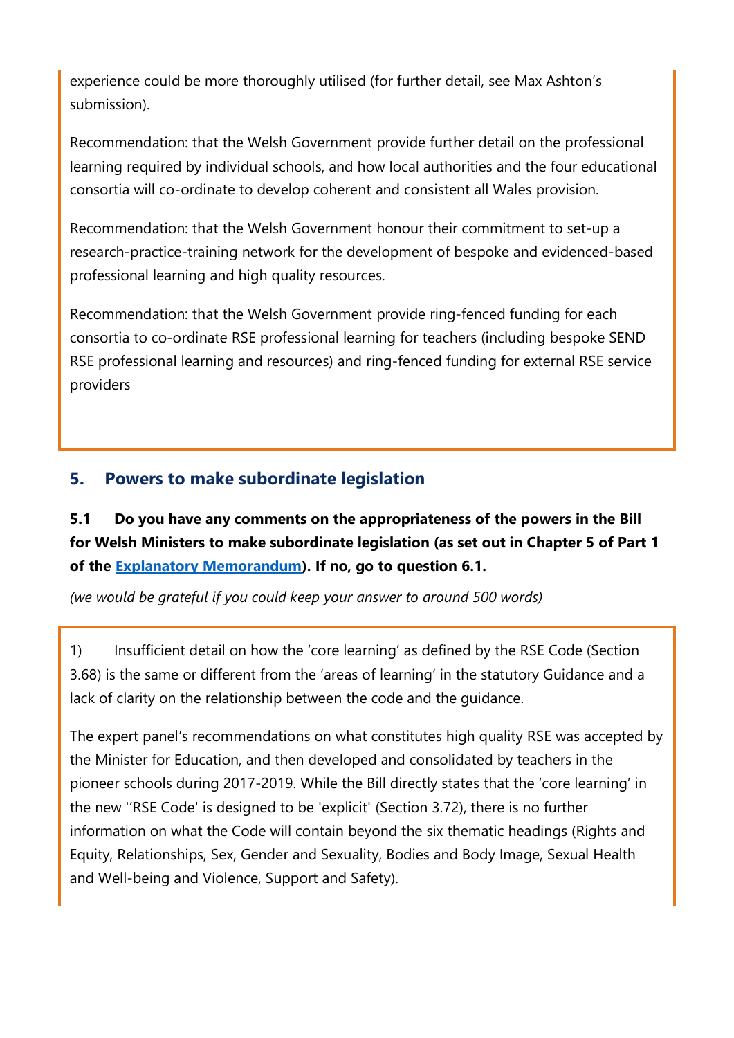experience could be more thoroughly utilised (for further detail, see Max Ashton's submission).

Recommendation: that the Welsh Government provide further detail on the professional learning required by individual schools, and how local authorities and the four educational consortia will co-ordinate to develop coherent and consistent all Wales provision.

Recommendation: that the Welsh Government honour their commitment to set-up a research-practice-training network for the development of bespoke and evidenced-based professional learning and high quality resources.

Recommendation: that the Welsh Government provide ring-fenced funding for each consortia to co-ordinate RSE professional learning for teachers (including bespoke SEND RSE professional learning and resources) and ring-fenced funding for external RSE service providers

## 5. Powers to make subordinate legislation

**5.1 Do you have any comments on the appropriateness of the powers in the Bill for Welsh Ministers to make subordinate legislation (as set out in Chapter 5 of Part 1 of the [Explanatory Memorandum](#)). If no, go to question 6.1.**

*(we would be grateful if you could keep your answer to around 500 words)*

1) Insufficient detail on how the 'core learning' as defined by the RSE Code (Section 3.68) is the same or different from the 'areas of learning' in the statutory Guidance and a lack of clarity on the relationship between the code and the guidance.

The expert panel's recommendations on what constitutes high quality RSE was accepted by the Minister for Education, and then developed and consolidated by teachers in the pioneer schools during 2017-2019. While the Bill directly states that the 'core learning' in the new ''RSE Code' is designed to be 'explicit' (Section 3.72), there is no further information on what the Code will contain beyond the six thematic headings (Rights and Equity, Relationships, Sex, Gender and Sexuality, Bodies and Body Image, Sexual Health and Well-being and Violence, Support and Safety).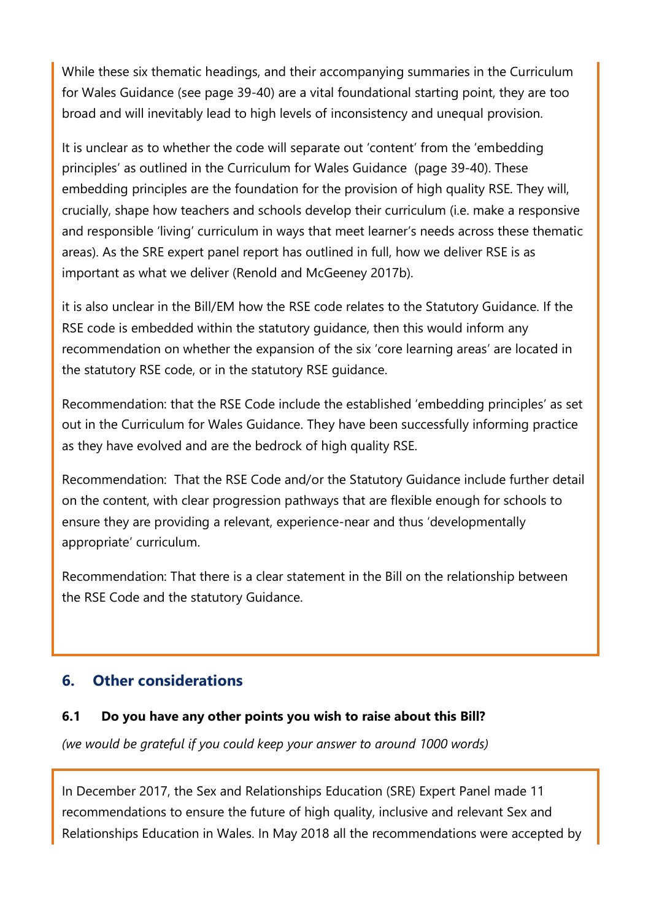While these six thematic headings, and their accompanying summaries in the Curriculum for Wales Guidance (see page 39-40) are a vital foundational starting point, they are too broad and will inevitably lead to high levels of inconsistency and unequal provision.

It is unclear as to whether the code will separate out 'content' from the 'embedding principles' as outlined in the Curriculum for Wales Guidance (page 39-40). These embedding principles are the foundation for the provision of high quality RSE. They will, crucially, shape how teachers and schools develop their curriculum (i.e. make a responsive and responsible 'living' curriculum in ways that meet learner's needs across these thematic areas). As the SRE expert panel report has outlined in full, how we deliver RSE is as important as what we deliver (Renold and McGeeney 2017b).

it is also unclear in the Bill/EM how the RSE code relates to the Statutory Guidance. If the RSE code is embedded within the statutory guidance, then this would inform any recommendation on whether the expansion of the six 'core learning areas' are located in the statutory RSE code, or in the statutory RSE guidance.

Recommendation: that the RSE Code include the established 'embedding principles' as set out in the Curriculum for Wales Guidance. They have been successfully informing practice as they have evolved and are the bedrock of high quality RSE.

Recommendation: That the RSE Code and/or the Statutory Guidance include further detail on the content, with clear progression pathways that are flexible enough for schools to ensure they are providing a relevant, experience-near and thus 'developmentally appropriate' curriculum.

Recommendation: That there is a clear statement in the Bill on the relationship between the RSE Code and the statutory Guidance.

## 6. Other considerations

### 6.1 Do you have any other points you wish to raise about this Bill?

*(we would be grateful if you could keep your answer to around 1000 words)*

In December 2017, the Sex and Relationships Education (SRE) Expert Panel made 11 recommendations to ensure the future of high quality, inclusive and relevant Sex and Relationships Education in Wales. In May 2018 all the recommendations were accepted by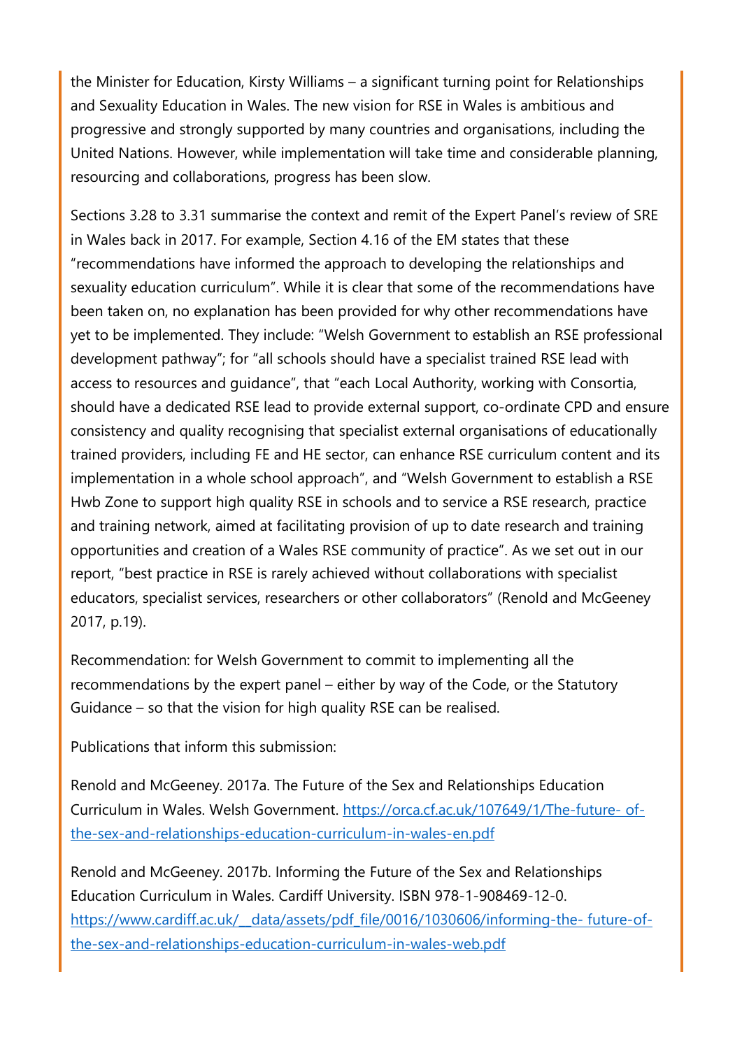the Minister for Education, Kirsty Williams – a significant turning point for Relationships and Sexuality Education in Wales. The new vision for RSE in Wales is ambitious and progressive and strongly supported by many countries and organisations, including the United Nations. However, while implementation will take time and considerable planning, resourcing and collaborations, progress has been slow.

Sections 3.28 to 3.31 summarise the context and remit of the Expert Panel's review of SRE in Wales back in 2017. For example, Section 4.16 of the EM states that these "recommendations have informed the approach to developing the relationships and sexuality education curriculum". While it is clear that some of the recommendations have been taken on, no explanation has been provided for why other recommendations have yet to be implemented. They include: "Welsh Government to establish an RSE professional development pathway"; for "all schools should have a specialist trained RSE lead with access to resources and guidance", that "each Local Authority, working with Consortia, should have a dedicated RSE lead to provide external support, co-ordinate CPD and ensure consistency and quality recognising that specialist external organisations of educationally trained providers, including FE and HE sector, can enhance RSE curriculum content and its implementation in a whole school approach", and "Welsh Government to establish a RSE Hwb Zone to support high quality RSE in schools and to service a RSE research, practice and training network, aimed at facilitating provision of up to date research and training opportunities and creation of a Wales RSE community of practice". As we set out in our report, "best practice in RSE is rarely achieved without collaborations with specialist educators, specialist services, researchers or other collaborators" (Renold and McGeeney 2017, p.19).

Recommendation: for Welsh Government to commit to implementing all the recommendations by the expert panel – either by way of the Code, or the Statutory Guidance – so that the vision for high quality RSE can be realised.

Publications that inform this submission:

Renold and McGeeney. 2017a. The Future of the Sex and Relationships Education Curriculum in Wales. Welsh Government. https://orca.cf.ac.uk/107649/1/The-future- of-the-sex-and-relationships-education-curriculum-in-wales-en.pdf

Renold and McGeeney. 2017b. Informing the Future of the Sex and Relationships Education Curriculum in Wales. Cardiff University. ISBN 978-1-908469-12-0. https://www.cardiff.ac.uk/__data/assets/pdf_file/0016/1030606/informing-the- future-of-the-sex-and-relationships-education-curriculum-in-wales-web.pdf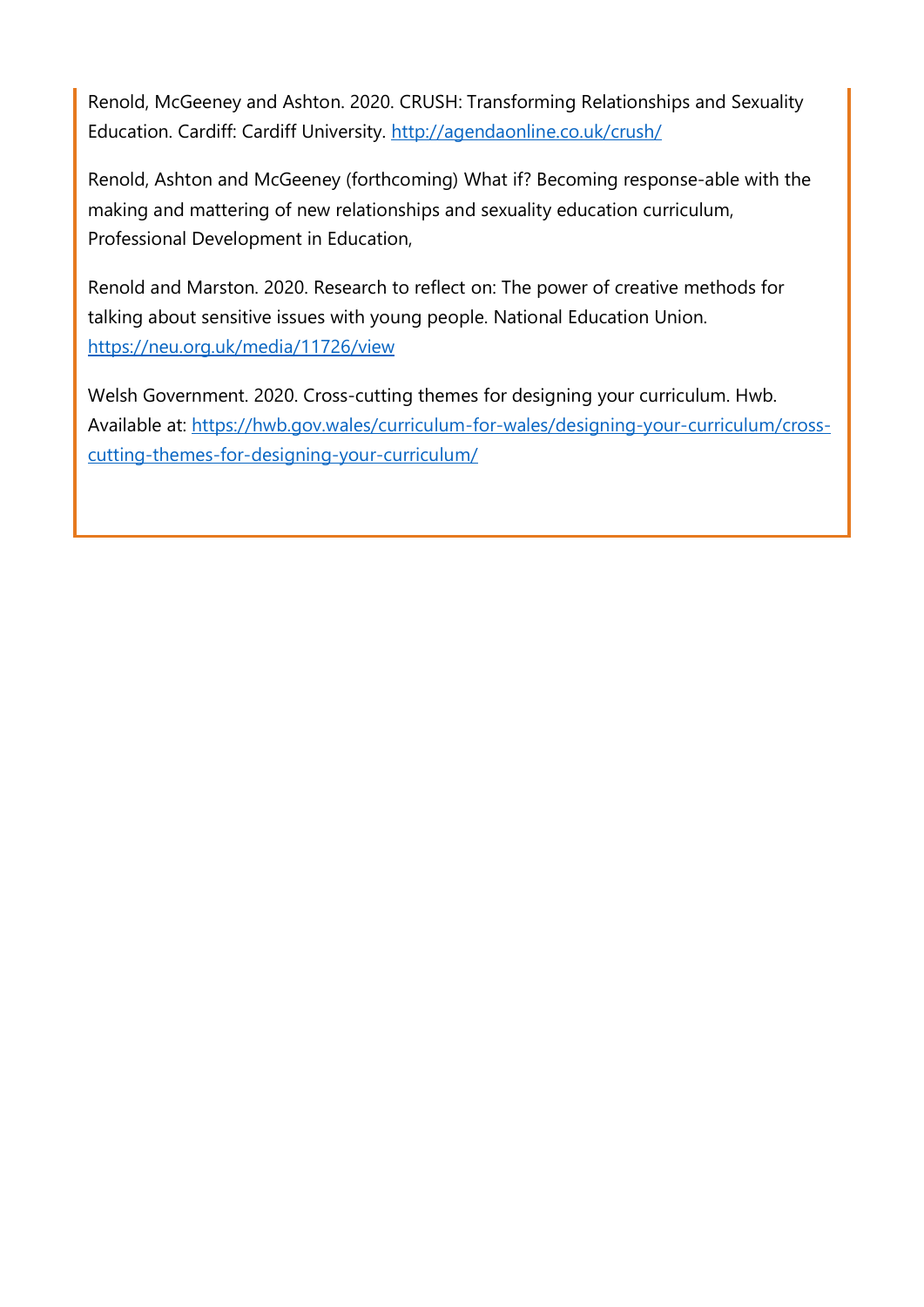Renold, McGeeney and Ashton. 2020. CRUSH: Transforming Relationships and Sexuality Education. Cardiff: Cardiff University. http://agendaonline.co.uk/crush/

Renold, Ashton and McGeeney (forthcoming) What if? Becoming response-able with the making and mattering of new relationships and sexuality education curriculum, Professional Development in Education,

Renold and Marston. 2020. Research to reflect on: The power of creative methods for talking about sensitive issues with young people. National Education Union. https://neu.org.uk/media/11726/view

Welsh Government. 2020. Cross-cutting themes for designing your curriculum. Hwb. Available at: https://hwb.gov.wales/curriculum-for-wales/designing-your-curriculum/cross-cutting-themes-for-designing-your-curriculum/